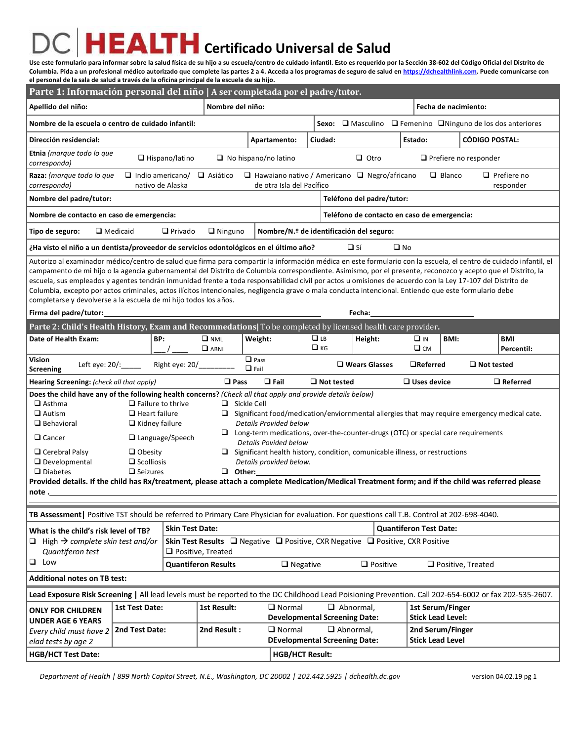# DC HEALTH Certificado Universal de Salud

**Use este formulario para informar sobre la salud física de su hijo a su escuela/centro de cuidado infantil. Esto es requerido por la Sección 38-602 del Código Oficial del Distrito de Columbia. Pida a un profesional médico autorizado que complete las partes 2 a 4. Acceda a los programas de seguro de salud en https://dchealthlink.com. Puede comunicarse con el personal de la sala de salud a través de la oficina principal de la escuela de su hijo.**

## Parte 1: Información personal del niño | A ser completada por el padre/tutor.

| | | |
|---|---|---|
| **Apellido del niño:** | **Nombre del niño:** | **Fecha de nacimiento:** |

| | |
|---|---|
| **Nombre de la escuela o centro de cuidado infantil:** | **Sexo:** ❑ Masculino ❑ Femenino ❑Ninguno de los dos anteriores |

| | | | | |
|---|---|---|---|---|
| **Dirección residencial:** | **Apartamento:** | **Ciudad:** | **Estado:** | **CÓDIGO POSTAL:** |

**Etnia** *(marque todo lo que corresponda)* ❑ Hispano/latino ❑ No hispano/no latino ❑ Otro ❑ Prefiere no responder

**Raza:** *(marque todo lo que corresponda)* ❑ Indio americano/ nativo de Alaska ❑ Asiático ❑ Hawaiano nativo / Americano de otra Isla del Pacífico ❑ Negro/africano ❑ Blanco ❑ Prefiere no responder

| | |
|---|---|
| **Nombre del padre/tutor:** | **Teléfono del padre/tutor:** |
| **Nombre de contacto en caso de emergencia:** | **Teléfono de contacto en caso de emergencia:** |
| **Tipo de seguro:** ❑ Medicaid ❑ Privado ❑ Ninguno | **Nombre/N.º de identificación del seguro:** |

**¿Ha visto el niño a un dentista/proveedor de servicios odontológicos en el último año?** ❑ Sí ❑ No

Autorizo al examinador médico/centro de salud que firma para compartir la información médica en este formulario con la escuela, el centro de cuidado infantil, el campamento de mi hijo o la agencia gubernamental del Distrito de Columbia correspondiente. Asimismo, por el presente, reconozco y acepto que el Distrito, la escuela, sus empleados y agentes tendrán inmunidad frente a toda responsabilidad civil por actos u omisiones de acuerdo con la Ley 17-107 del Distrito de Columbia, excepto por actos criminales, actos ilícitos intencionales, negligencia grave o mala conducta intencional. Entiendo que este formulario debe completarse y devolverse a la escuela de mi hijo todos los años.

**Firma del padre/tutor:**\_\_\_\_\_\_\_\_\_\_\_\_\_\_\_\_\_\_\_\_\_\_\_\_\_\_\_\_\_\_ **Fecha:**\_\_\_\_\_\_\_\_\_\_\_\_\_\_\_\_\_\_

## Parte 2: Child's Health History, Exam and Recommedations| To be completed by licensed health care provider.

| | | | | | |
|---|---|---|---|---|---|
| **Date of Health Exam:** | **BP:** \_\_\_/\_\_\_\_ ❑ NML ❑ ABNL | **Weight:** ❑ LB ❑ KG | **Height:** ❑ IN ❑ CM | **BMI:** | **BMI Percentil:** |

**Vision Screening** Left eye: 20/:\_\_\_\_\_ Right eye: 20/\_\_\_\_\_\_\_\_\_ ❑ Pass ❑ Fail ❑ Wears Glasses ❑Referred ❑ Not tested

**Hearing Screening:** *(check all that apply)* ❑ Pass ❑ Fail ❑ Not tested ❑ Uses device ❑ Referred

**Does the child have any of the following health concerns?** *(Check all that apply and provide details below)*

- ❑ Asthma ❑ Failure to thrive ❑ Sickle Cell
- ❑ Autism ❑ Heart failure ❑ Significant food/medication/enviornmental allergies that may require emergency medical cate. *Details Provided below*
- ❑ Behavioral ❑ Kidney failure ❑ Long-term medications, over-the-counter-drugs (OTC) or special care requirements *Details Povided below*
- ❑ Cancer ❑ Language/Speech
- ❑ Cerebral Palsy ❑ Obesity ❑ Significant health history, condition, comunicable illness, or restructions *Details provided below.*
- ❑ Developmental ❑ Scolliosis
- ❑ Diabetes ❑ Seizures ❑ **Other:**\_\_\_\_\_\_\_\_\_\_\_\_\_\_\_\_\_\_\_\_

**Provided details. If the child has Rx/treatment, please attach a complete Medication/Medical Treatment form; and if the child was referred please note .**\_\_\_\_\_\_\_\_\_\_\_\_\_\_\_\_\_\_\_\_\_\_\_\_\_\_\_\_\_\_

**TB Assessment|** Positive TST should be referred to Primary Care Physician for evaluation. For questions call T.B. Control at 202-698-4040.

| | | |
|---|---|---|
| **What is the child's risk level of TB?** | **Skin Test Date:** | **Quantiferon Test Date:** |
| ❑ High → *complete skin test and/or Quantiferon test* | **Skin Test Results** ❑ Negative ❑ Positive, CXR Negative ❑ Positive, CXR Positive ❑ Positive, Treated | |
| ❑ Low | **Quantiferon Results** ❑ Negative ❑ Positive ❑ Positive, Treated | |

**Additional notes on TB test:**

**Lead Exposure Risk Screening |** All lead levels must be reported to the DC Childhood Lead Poisioning Prevention. Call 202-654-6002 or fax 202-535-2607.

| | | | | |
|---|---|---|---|---|
| **ONLY FOR CHILDREN UNDER AGE 6 YEARS** | **1st Test Date:** | **1st Result:** | ❑ Normal ❑ Abnormal, **Developmental Screening Date:** | **1st Serum/Finger Stick Lead Level:** |
| *Every child must have 2 elad tests by age 2* | **2nd Test Date:** | **2nd Result :** | ❑ Normal ❑ Abnormal, **DEvelopmental Screening Date:** | **2nd Serum/Finger Stick Lead Level** |

| | |
|---|---|
| **HGB/HCT Test Date:** | **HGB/HCT Result:** |

*Department of Health | 899 North Capitol Street, N.E., Washington, DC 20002 | 202.442.5925 | dchealth.dc.gov* version 04.02.19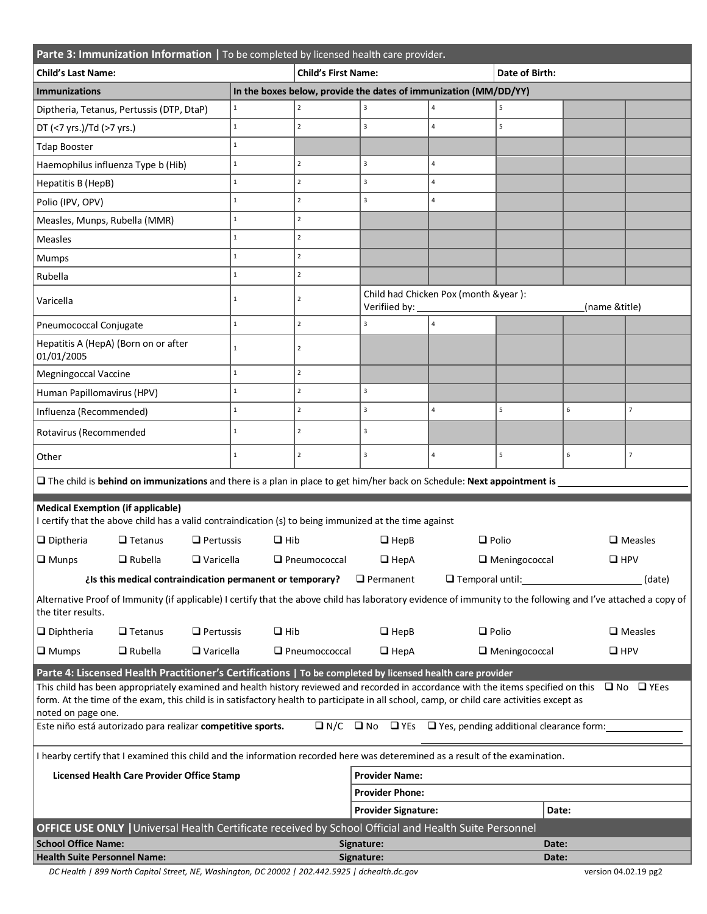## Parte 3: Immunization Information | To be completed by licensed health care provider.

| Child's Last Name: | Child's First Name: | Date of Birth: |
|---|---|---|
| | | |

| Immunizations | In the boxes below, provide the dates of immunization (MM/DD/YY) | | | | | | |
|---|---|---|---|---|---|---|---|
| Diptheria, Tetanus, Pertussis (DTP, DtaP) | 1 | 2 | 3 | 4 | 5 | | |
| DT (<7 yrs.)/Td (>7 yrs.) | 1 | 2 | 3 | 4 | 5 | | |
| Tdap Booster | 1 | | | | | | |
| Haemophilus influenza Type b (Hib) | 1 | 2 | 3 | 4 | | | |
| Hepatitis B (HepB) | 1 | 2 | 3 | 4 | | | |
| Polio (IPV, OPV) | 1 | 2 | 3 | 4 | | | |
| Measles, Munps, Rubella (MMR) | 1 | 2 | | | | | |
| Measles | 1 | 2 | | | | | |
| Mumps | 1 | 2 | | | | | |
| Rubella | 1 | 2 | | | | | |
| Varicella | 1 | 2 | Child had Chicken Pox (month &year ): Verifiied by: ______________(name &title) | | | | |
| Pneumococcal Conjugate | 1 | 2 | 3 | 4 | | | |
| Hepatitis A (HepA) (Born on or after 01/01/2005 | 1 | 2 | | | | | |
| Megningoccal Vaccine | 1 | 2 | | | | | |
| Human Papillomavirus (HPV) | 1 | 2 | 3 | | | | |
| Influenza (Recommended) | 1 | 2 | 3 | 4 | 5 | 6 | 7 |
| Rotavirus (Recommended | 1 | 2 | 3 | | | | |
| Other | 1 | 2 | 3 | 4 | 5 | 6 | 7 |

❑ The child is **behind on immunizations** and there is a plan in place to get him/her back on Schedule: **Next appointment is** ______________

**Medical Exemption (if applicable)**
I certify that the above child has a valid contraindication (s) to being immunized at the time against

❑ Diptheria ❑ Tetanus ❑ Pertussis ❑ Hib ❑ HepB ❑ Polio ❑ Measles
❑ Munps ❑ Rubella ❑ Varicella ❑ Pneumococcal ❑ HepA ❑ Meningococcal ❑ HPV

**¿Is this medical contraindication permanent or temporary?** ❑ Permanent ❑ Temporal until:______________(date)

Alternative Proof of Immunity (if applicable) I certify that the above child has laboratory evidence of immunity to the following and I've attached a copy of the titer results.

❑ Diphtheria ❑ Tetanus ❑ Pertussis ❑ Hib ❑ HepB ❑ Polio ❑ Measles
❑ Mumps ❑ Rubella ❑ Varicella ❑ Pneumoccoccal ❑ HepA ❑ Meningococcal ❑ HPV

## Parte 4: Liscensed Health Practitioner's Certifications | To be completed by licensed health care provider

This child has been appropriately examined and health history reviewed and recorded in accordance with the items specified on this form. At the time of the exam, this child is in satisfactory health to participate in all school, camp, or child care activities except as noted on page one. ❑ No ❑ YEes

Este niño está autorizado para realizar **competitive sports.** ❑ N/C ❑ No ❑ YEs ❑ Yes, pending additional clearance form: ______________

I hearby certify that I examined this child and the information recorded here was deteremined as a result of the examination.

| Licensed Health Care Provider Office Stamp | Provider Name: | |
|---|---|---|
| | Provider Phone: | |
| | Provider Signature: | Date: |

## OFFICE USE ONLY | Universal Health Certificate received by School Official and Health Suite Personnel

| School Office Name: | Signature: | Date: |
|---|---|---|
| Health Suite Personnel Name: | Signature: | Date: |

DC Health | 899 North Capitol Street, NE, Washington, DC 20002 | 202.442.5925 | dchealth.dc.gov

version 04.02.19 pg2